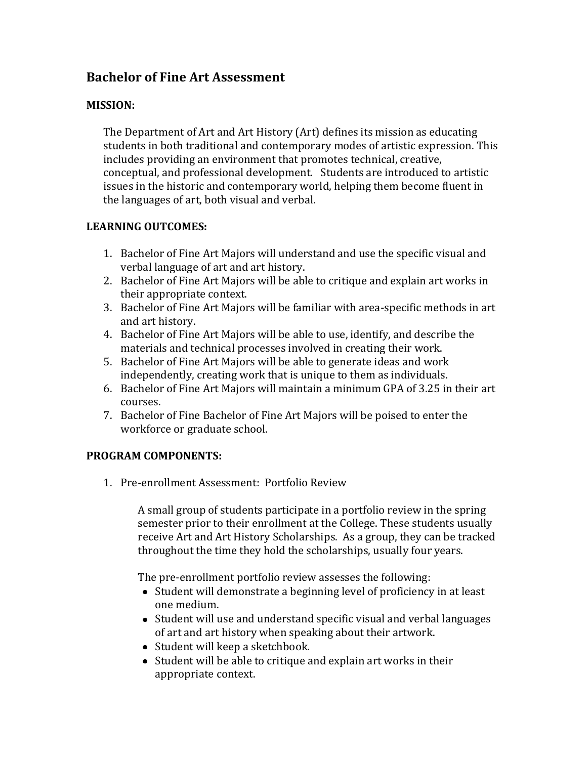# Bachelor of Fine Art Assessment

**MISSION:**

The Department of Art and Art History (Art) defines its mission as educating students in both traditional and contemporary modes of artistic expression. This includes providing an environment that promotes technical, creative, conceptual, and professional development. Students are introduced to artistic issues in the historic and contemporary world, helping them become fluent in the languages of art, both visual and verbal.

**LEARNING OUTCOMES:**

1. Bachelor of Fine Art Majors will understand and use the specific visual and verbal language of art and art history.
2. Bachelor of Fine Art Majors will be able to critique and explain art works in their appropriate context.
3. Bachelor of Fine Art Majors will be familiar with area-specific methods in art and art history.
4. Bachelor of Fine Art Majors will be able to use, identify, and describe the materials and technical processes involved in creating their work.
5. Bachelor of Fine Art Majors will be able to generate ideas and work independently, creating work that is unique to them as individuals.
6. Bachelor of Fine Art Majors will maintain a minimum GPA of 3.25 in their art courses.
7. Bachelor of Fine Bachelor of Fine Art Majors will be poised to enter the workforce or graduate school.

**PROGRAM COMPONENTS:**

1. Pre-enrollment Assessment: Portfolio Review

   A small group of students participate in a portfolio review in the spring semester prior to their enrollment at the College. These students usually receive Art and Art History Scholarships. As a group, they can be tracked throughout the time they hold the scholarships, usually four years.

   The pre-enrollment portfolio review assesses the following:

   - Student will demonstrate a beginning level of proficiency in at least one medium.
   - Student will use and understand specific visual and verbal languages of art and art history when speaking about their artwork.
   - Student will keep a sketchbook.
   - Student will be able to critique and explain art works in their appropriate context.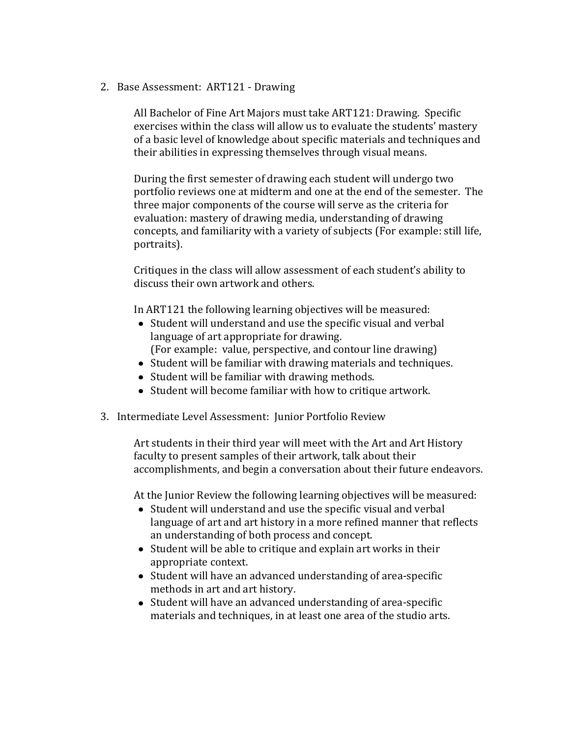2. Base Assessment: ART121 - Drawing

   All Bachelor of Fine Art Majors must take ART121: Drawing. Specific exercises within the class will allow us to evaluate the students' mastery of a basic level of knowledge about specific materials and techniques and their abilities in expressing themselves through visual means.

   During the first semester of drawing each student will undergo two portfolio reviews one at midterm and one at the end of the semester. The three major components of the course will serve as the criteria for evaluation: mastery of drawing media, understanding of drawing concepts, and familiarity with a variety of subjects (For example: still life, portraits).

   Critiques in the class will allow assessment of each student's ability to discuss their own artwork and others.

   In ART121 the following learning objectives will be measured:

   - Student will understand and use the specific visual and verbal language of art appropriate for drawing. (For example: value, perspective, and contour line drawing)
   - Student will be familiar with drawing materials and techniques.
   - Student will be familiar with drawing methods.
   - Student will become familiar with how to critique artwork.

3. Intermediate Level Assessment: Junior Portfolio Review

   Art students in their third year will meet with the Art and Art History faculty to present samples of their artwork, talk about their accomplishments, and begin a conversation about their future endeavors.

   At the Junior Review the following learning objectives will be measured:

   - Student will understand and use the specific visual and verbal language of art and art history in a more refined manner that reflects an understanding of both process and concept.
   - Student will be able to critique and explain art works in their appropriate context.
   - Student will have an advanced understanding of area-specific methods in art and art history.
   - Student will have an advanced understanding of area-specific materials and techniques, in at least one area of the studio arts.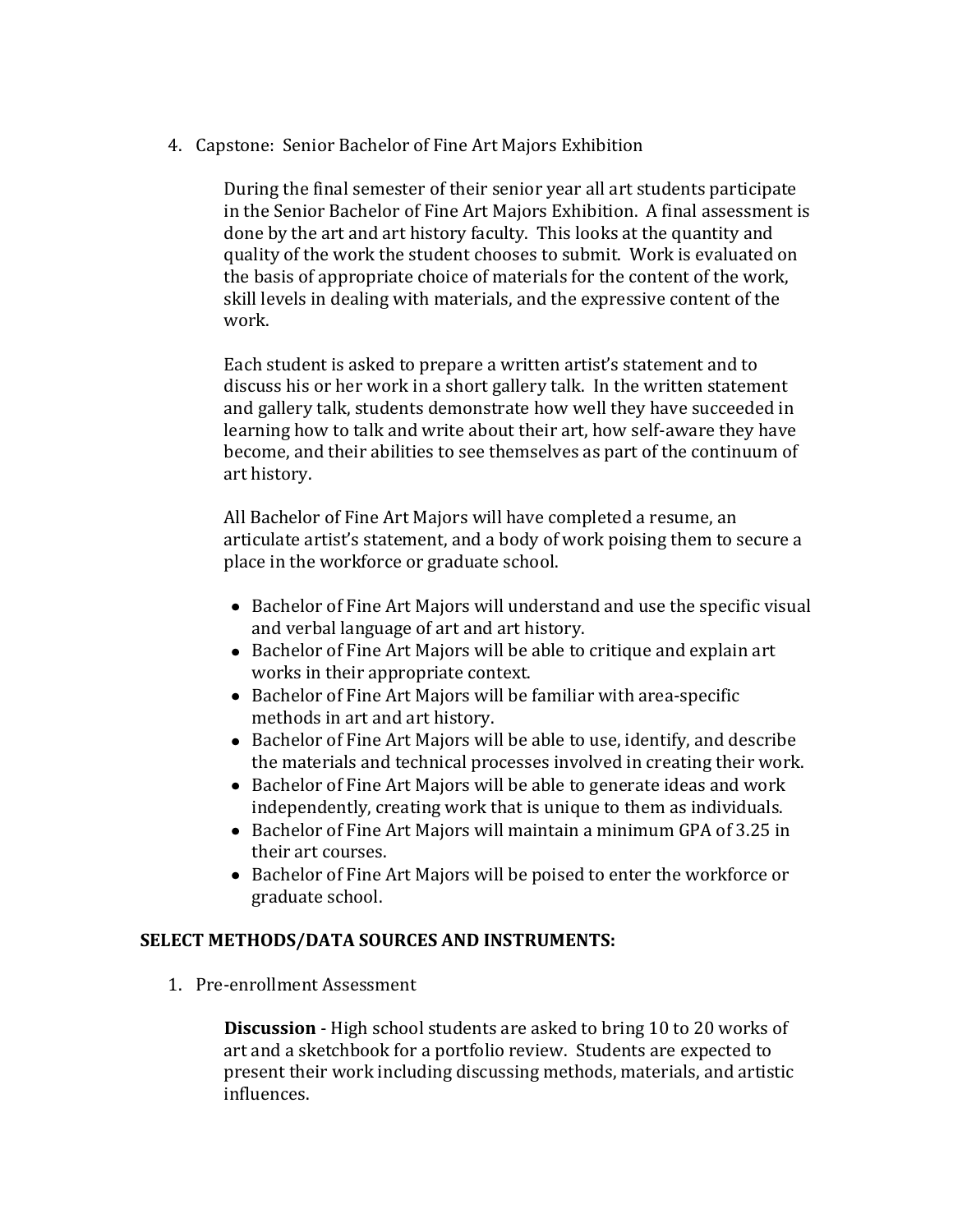4. Capstone: Senior Bachelor of Fine Art Majors Exhibition

   During the final semester of their senior year all art students participate in the Senior Bachelor of Fine Art Majors Exhibition. A final assessment is done by the art and art history faculty. This looks at the quantity and quality of the work the student chooses to submit. Work is evaluated on the basis of appropriate choice of materials for the content of the work, skill levels in dealing with materials, and the expressive content of the work.

   Each student is asked to prepare a written artist's statement and to discuss his or her work in a short gallery talk. In the written statement and gallery talk, students demonstrate how well they have succeeded in learning how to talk and write about their art, how self-aware they have become, and their abilities to see themselves as part of the continuum of art history.

   All Bachelor of Fine Art Majors will have completed a resume, an articulate artist's statement, and a body of work poising them to secure a place in the workforce or graduate school.

   - Bachelor of Fine Art Majors will understand and use the specific visual and verbal language of art and art history.
   - Bachelor of Fine Art Majors will be able to critique and explain art works in their appropriate context.
   - Bachelor of Fine Art Majors will be familiar with area-specific methods in art and art history.
   - Bachelor of Fine Art Majors will be able to use, identify, and describe the materials and technical processes involved in creating their work.
   - Bachelor of Fine Art Majors will be able to generate ideas and work independently, creating work that is unique to them as individuals.
   - Bachelor of Fine Art Majors will maintain a minimum GPA of 3.25 in their art courses.
   - Bachelor of Fine Art Majors will be poised to enter the workforce or graduate school.

**SELECT METHODS/DATA SOURCES AND INSTRUMENTS:**

1. Pre-enrollment Assessment

   **Discussion** - High school students are asked to bring 10 to 20 works of art and a sketchbook for a portfolio review. Students are expected to present their work including discussing methods, materials, and artistic influences.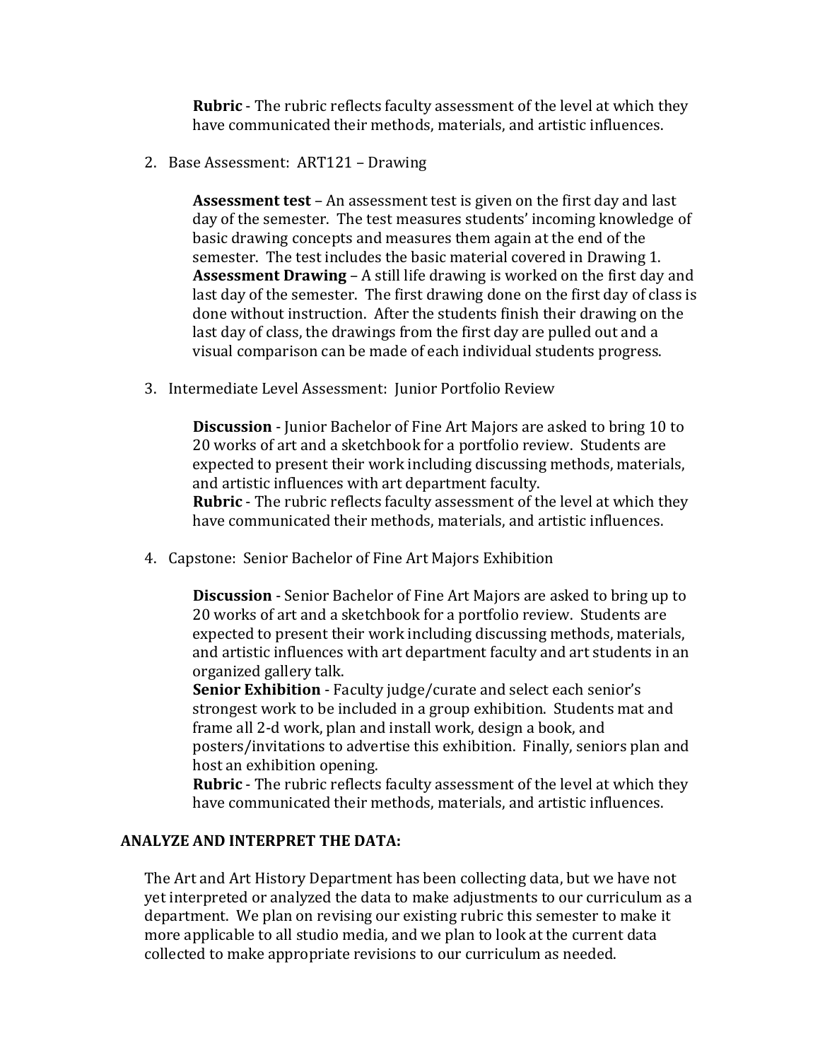**Rubric** - The rubric reflects faculty assessment of the level at which they have communicated their methods, materials, and artistic influences.

2. Base Assessment: ART121 – Drawing

   **Assessment test** – An assessment test is given on the first day and last day of the semester. The test measures students' incoming knowledge of basic drawing concepts and measures them again at the end of the semester. The test includes the basic material covered in Drawing 1.
   **Assessment Drawing** – A still life drawing is worked on the first day and last day of the semester. The first drawing done on the first day of class is done without instruction. After the students finish their drawing on the last day of class, the drawings from the first day are pulled out and a visual comparison can be made of each individual students progress.

3. Intermediate Level Assessment: Junior Portfolio Review

   **Discussion** - Junior Bachelor of Fine Art Majors are asked to bring 10 to 20 works of art and a sketchbook for a portfolio review. Students are expected to present their work including discussing methods, materials, and artistic influences with art department faculty.
   **Rubric** - The rubric reflects faculty assessment of the level at which they have communicated their methods, materials, and artistic influences.

4. Capstone: Senior Bachelor of Fine Art Majors Exhibition

   **Discussion** - Senior Bachelor of Fine Art Majors are asked to bring up to 20 works of art and a sketchbook for a portfolio review. Students are expected to present their work including discussing methods, materials, and artistic influences with art department faculty and art students in an organized gallery talk.
   **Senior Exhibition** - Faculty judge/curate and select each senior's strongest work to be included in a group exhibition. Students mat and frame all 2-d work, plan and install work, design a book, and posters/invitations to advertise this exhibition. Finally, seniors plan and host an exhibition opening.
   **Rubric** - The rubric reflects faculty assessment of the level at which they have communicated their methods, materials, and artistic influences.

## ANALYZE AND INTERPRET THE DATA:

The Art and Art History Department has been collecting data, but we have not yet interpreted or analyzed the data to make adjustments to our curriculum as a department. We plan on revising our existing rubric this semester to make it more applicable to all studio media, and we plan to look at the current data collected to make appropriate revisions to our curriculum as needed.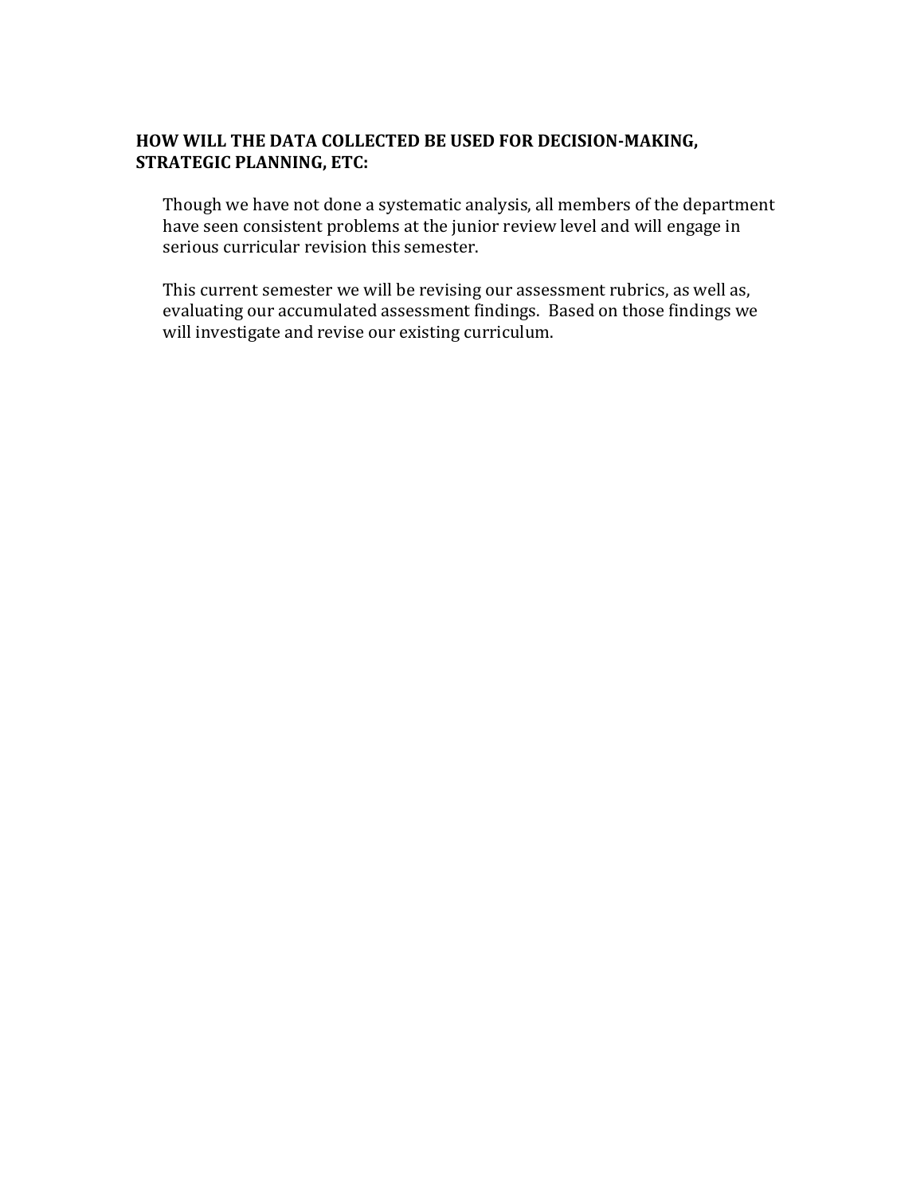**HOW WILL THE DATA COLLECTED BE USED FOR DECISION-MAKING, STRATEGIC PLANNING, ETC:**

Though we have not done a systematic analysis, all members of the department have seen consistent problems at the junior review level and will engage in serious curricular revision this semester.

This current semester we will be revising our assessment rubrics, as well as, evaluating our accumulated assessment findings. Based on those findings we will investigate and revise our existing curriculum.